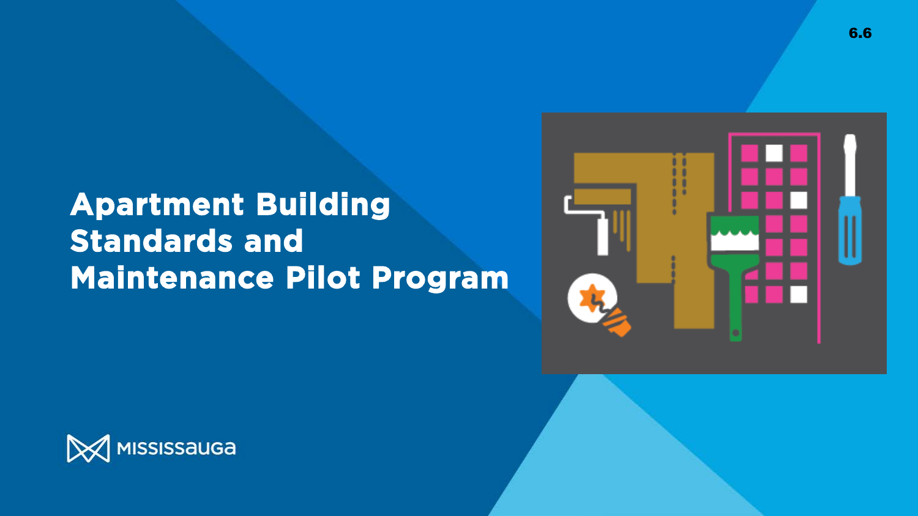# Apartment Building Standards and Maintenance Pilot Program

6.6

MISSISSAUGA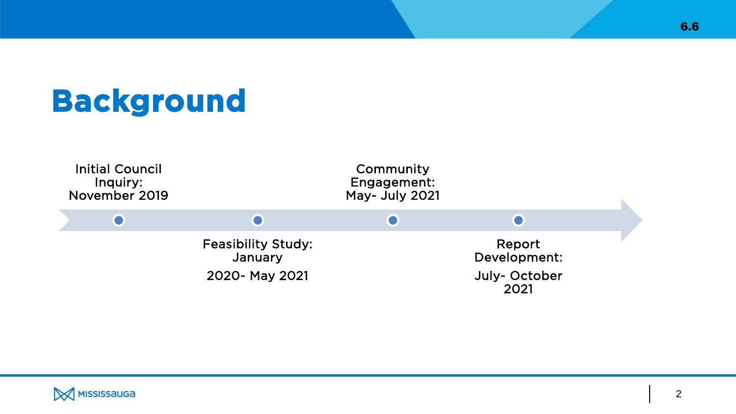# Background

- Initial Council Inquiry: November 2019
- Feasibility Study: January 2020- May 2021
- Community Engagement: May- July 2021
- Report Development: July- October 2021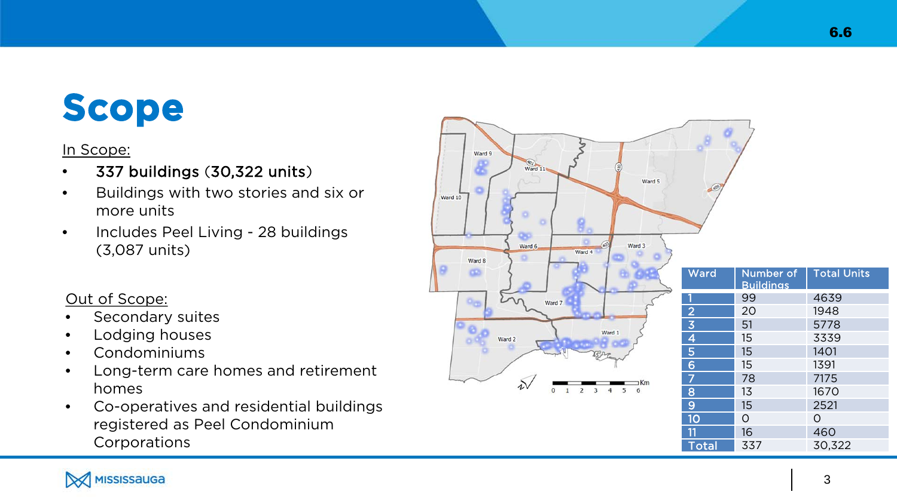# Scope

In Scope:

- 337 buildings (30,322 units)
- Buildings with two stories and six or more units
- Includes Peel Living - 28 buildings (3,087 units)

Out of Scope:

- Secondary suites
- Lodging houses
- Condominiums
- Long-term care homes and retirement homes
- Co-operatives and residential buildings registered as Peel Condominium Corporations

| Ward | Number of Buildings | Total Units |
|---|---|---|
| 1 | 99 | 4639 |
| 2 | 20 | 1948 |
| 3 | 51 | 5778 |
| 4 | 15 | 3339 |
| 5 | 15 | 1401 |
| 6 | 15 | 1391 |
| 7 | 78 | 7175 |
| 8 | 13 | 1670 |
| 9 | 15 | 2521 |
| 10 | 0 | 0 |
| 11 | 16 | 460 |
| Total | 337 | 30,322 |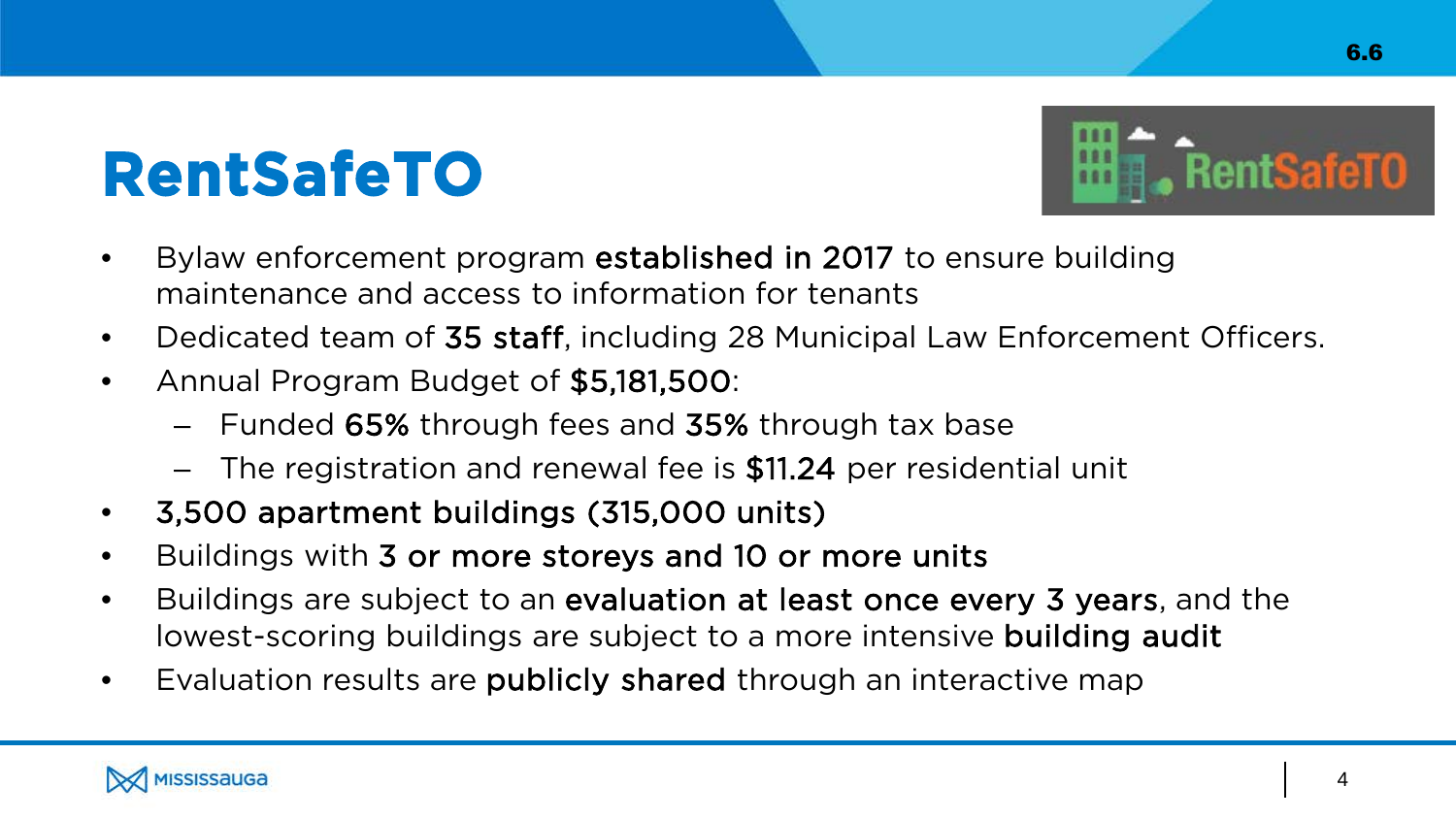# RentSafeTO

- Bylaw enforcement program **established in 2017** to ensure building maintenance and access to information for tenants
- Dedicated team of **35 staff**, including 28 Municipal Law Enforcement Officers.
- Annual Program Budget of **$5,181,500**:
  - Funded **65%** through fees and **35%** through tax base
  - The registration and renewal fee is **$11.24** per residential unit
- **3,500 apartment buildings (315,000 units)**
- Buildings with **3 or more storeys and 10 or more units**
- Buildings are subject to an **evaluation at least once every 3 years**, and the lowest-scoring buildings are subject to a more intensive **building audit**
- Evaluation results are **publicly shared** through an interactive map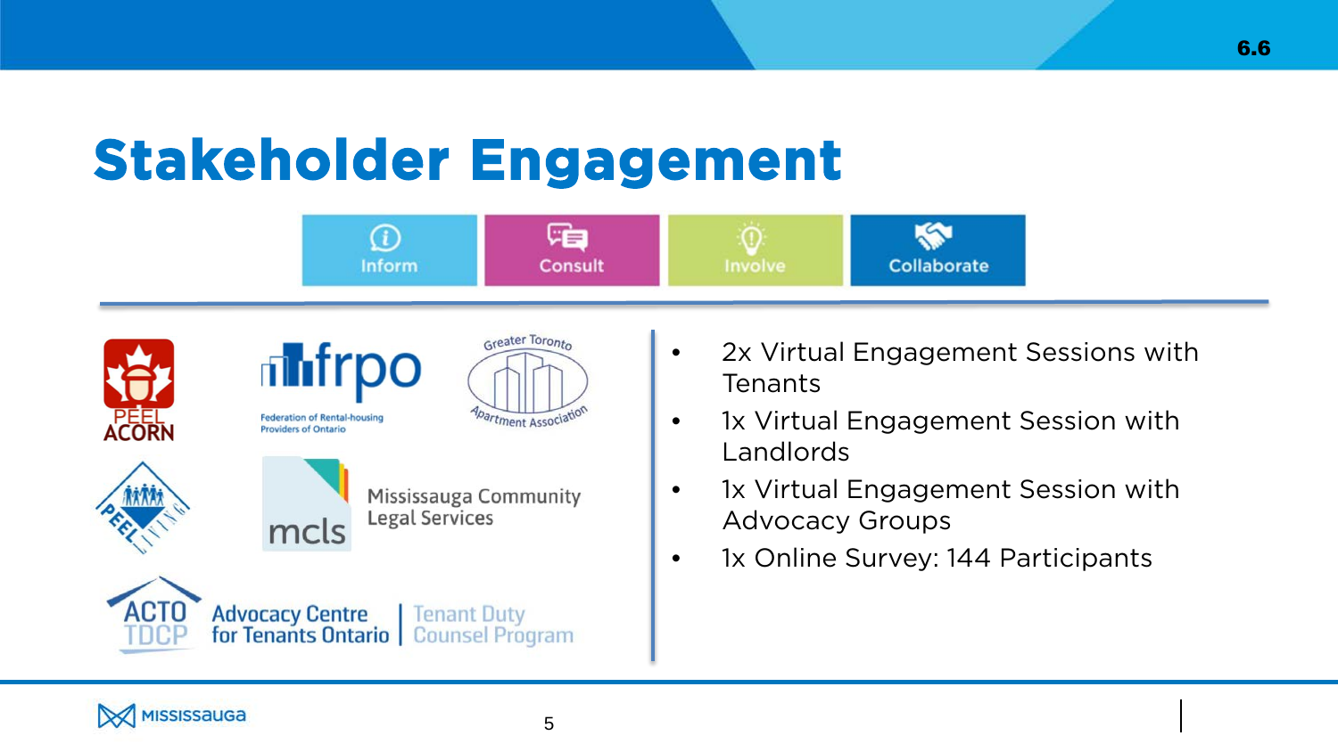# Stakeholder Engagement

Inform | Consult | Involve | Collaborate

PEEL ACORN

frpo Federation of Rental-housing Providers of Ontario

Greater Toronto Apartment Association

PEEL LIVING

mcls Mississauga Community Legal Services

ACTO TDCP Advocacy Centre for Tenants Ontario | Tenant Duty Counsel Program

- 2x Virtual Engagement Sessions with Tenants
- 1x Virtual Engagement Session with Landlords
- 1x Virtual Engagement Session with Advocacy Groups
- 1x Online Survey: 144 Participants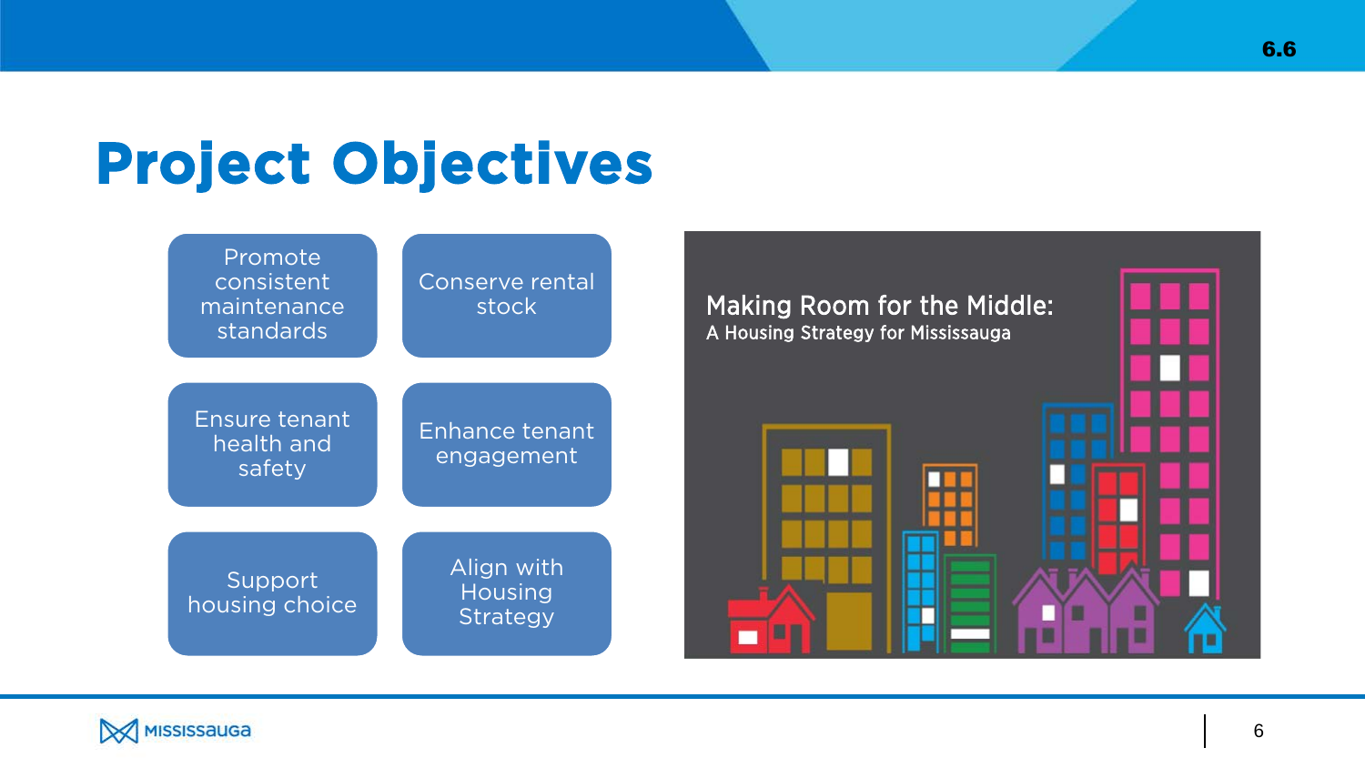# Project Objectives

- Promote consistent maintenance standards
- Conserve rental stock
- Ensure tenant health and safety
- Enhance tenant engagement
- Support housing choice
- Align with Housing Strategy

Making Room for the Middle:
A Housing Strategy for Mississauga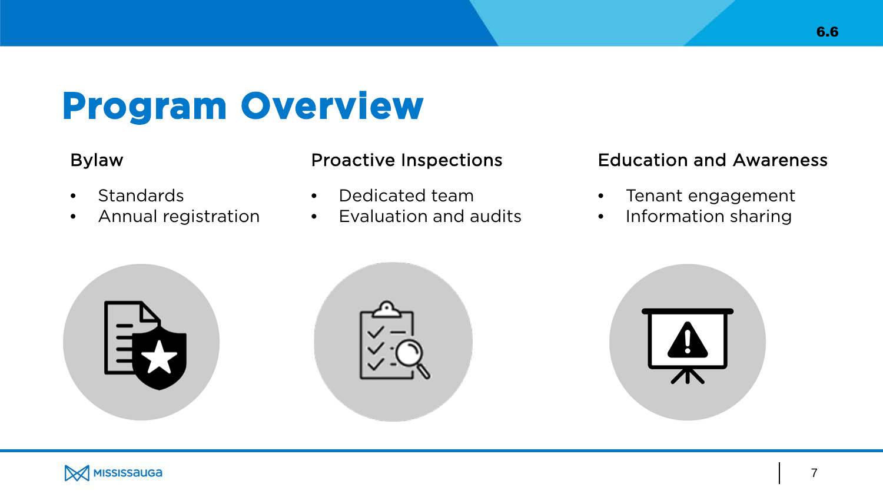# Program Overview

### Bylaw

- Standards
- Annual registration

### Proactive Inspections

- Dedicated team
- Evaluation and audits

### Education and Awareness

- Tenant engagement
- Information sharing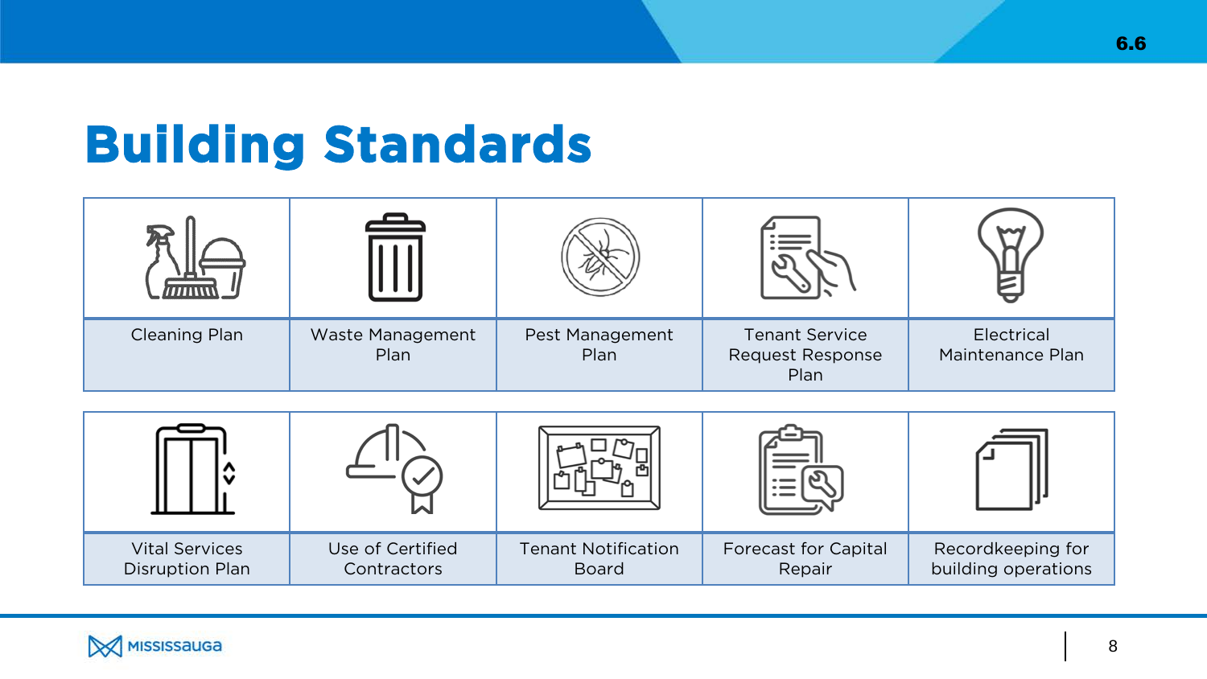# Building Standards

| Cleaning Plan | Waste Management Plan | Pest Management Plan | Tenant Service Request Response Plan | Electrical Maintenance Plan |
|---|---|---|---|---|
| Vital Services Disruption Plan | Use of Certified Contractors | Tenant Notification Board | Forecast for Capital Repair | Recordkeeping for building operations |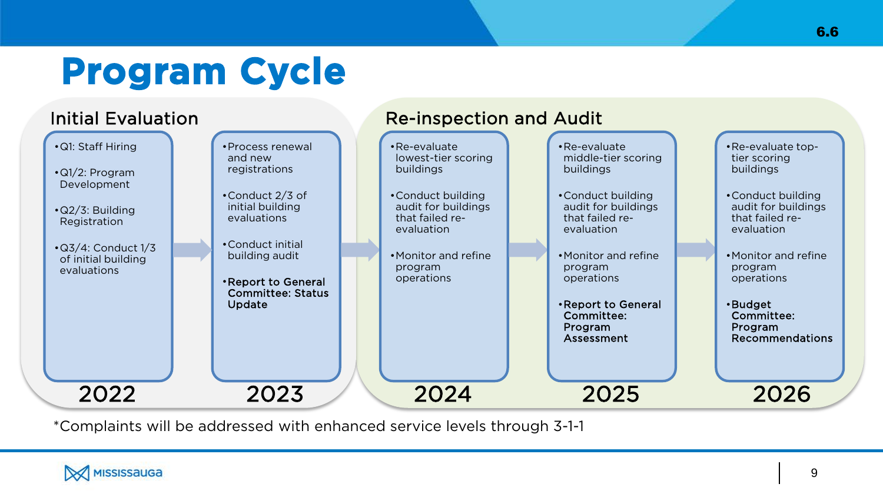# Program Cycle

## Initial Evaluation

### 2022

- Q1: Staff Hiring
- Q1/2: Program Development
- Q2/3: Building Registration
- Q3/4: Conduct 1/3 of initial building evaluations

### 2023

- Process renewal and new registrations
- Conduct 2/3 of initial building evaluations
- Conduct initial building audit
- **Report to General Committee: Status Update**

## Re-inspection and Audit

### 2024

- Re-evaluate lowest-tier scoring buildings
- Conduct building audit for buildings that failed re-evaluation
- Monitor and refine program operations

### 2025

- Re-evaluate middle-tier scoring buildings
- Conduct building audit for buildings that failed re-evaluation
- Monitor and refine program operations
- **Report to General Committee: Program Assessment**

### 2026

- Re-evaluate top-tier scoring buildings
- Conduct building audit for buildings that failed re-evaluation
- Monitor and refine program operations
- **Budget Committee: Program Recommendations**

*Complaints will be addressed with enhanced service levels through 3-1-1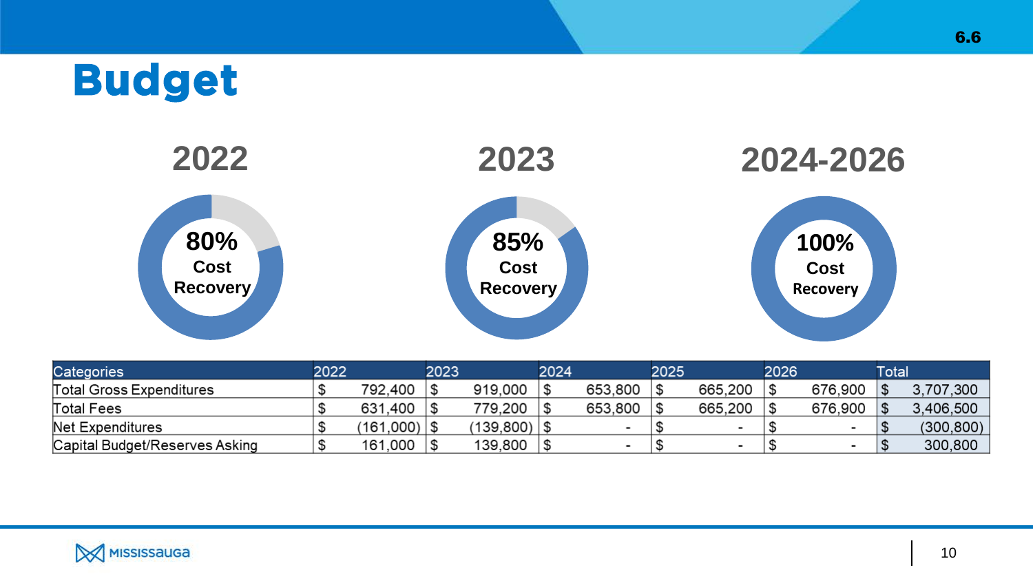# Budget

## 2022

**80% Cost Recovery**

## 2023

**85% Cost Recovery**

## 2024-2026

**100% Cost Recovery**

| Categories | 2022 | 2023 | 2024 | 2025 | 2026 | Total |
|---|---|---|---|---|---|---|
| Total Gross Expenditures | $ 792,400 | $ 919,000 | $ 653,800 | $ 665,200 | $ 676,900 | $ 3,707,300 |
| Total Fees | $ 631,400 | $ 779,200 | $ 653,800 | $ 665,200 | $ 676,900 | $ 3,406,500 |
| Net Expenditures | $ (161,000) | $ (139,800) | $ - | $ - | $ - | $ (300,800) |
| Capital Budget/Reserves Asking | $ 161,000 | $ 139,800 | $ - | $ - | $ - | $ 300,800 |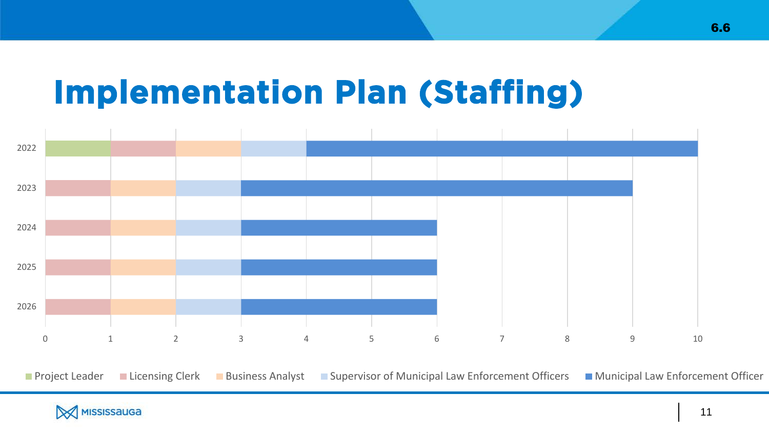# Implementation Plan (Staffing)

| Year | Project Leader | Licensing Clerk | Business Analyst | Supervisor of Municipal Law Enforcement Officers | Municipal Law Enforcement Officer |
|---|---|---|---|---|---|
| 2022 | 1 | 1 | 1 | 1 | 6 |
| 2023 | | 1 | 1 | 1 | 6 |
| 2024 | | 1 | 1 | 1 | 3 |
| 2025 | | 1 | 1 | 1 | 3 |
| 2026 | | 1 | 1 | 1 | 3 |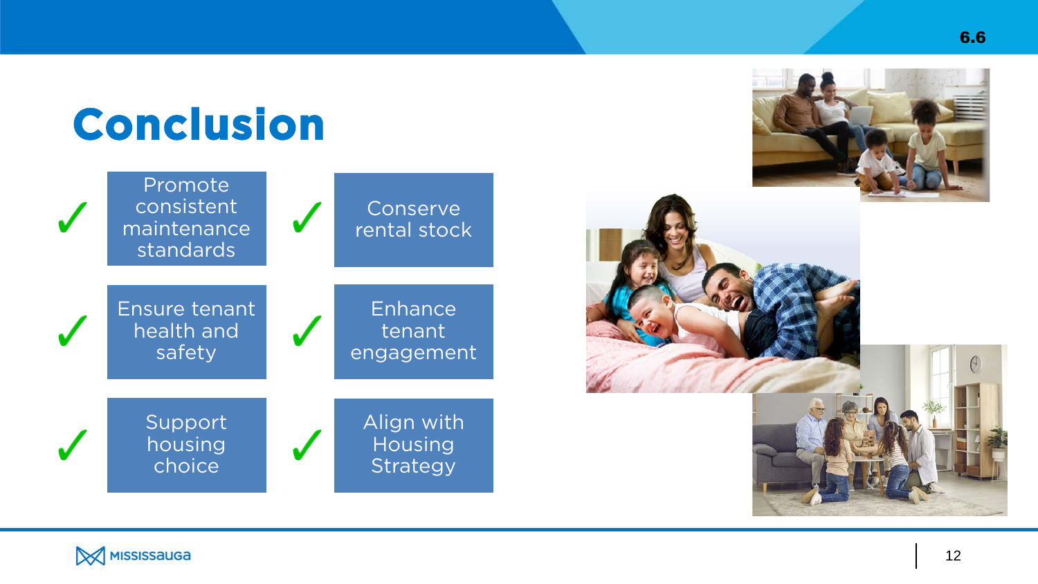# Conclusion

- ✓ Promote consistent maintenance standards
- ✓ Conserve rental stock
- ✓ Ensure tenant health and safety
- ✓ Enhance tenant engagement
- ✓ Support housing choice
- ✓ Align with Housing Strategy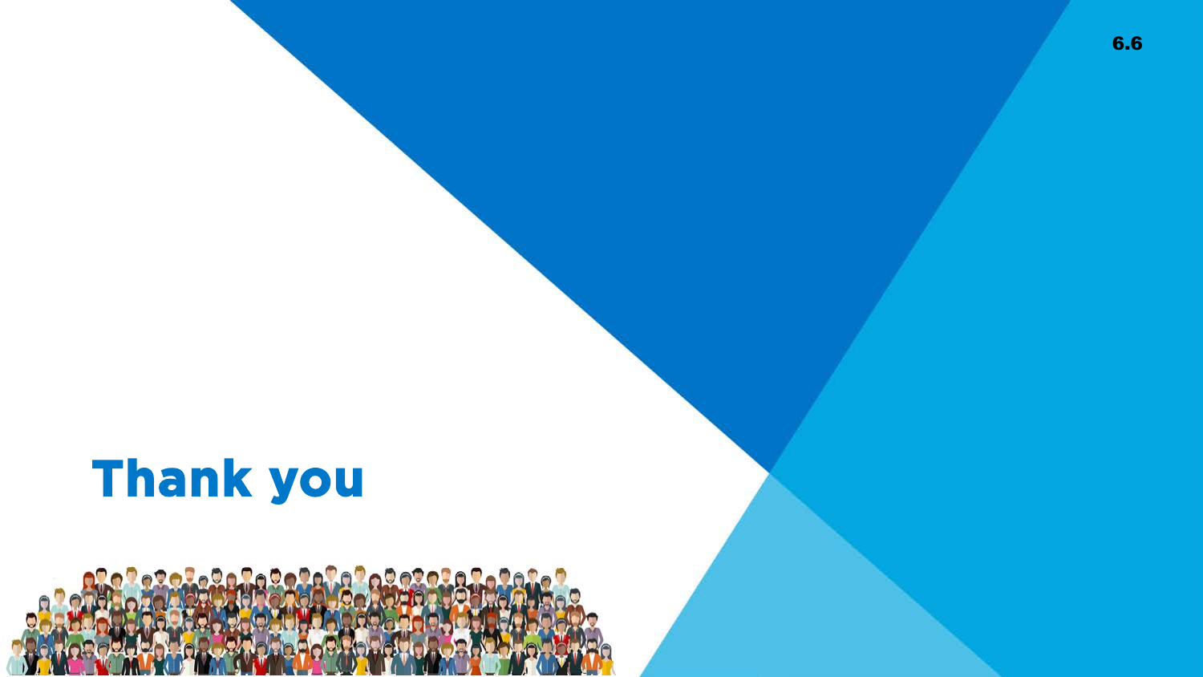# Thank you